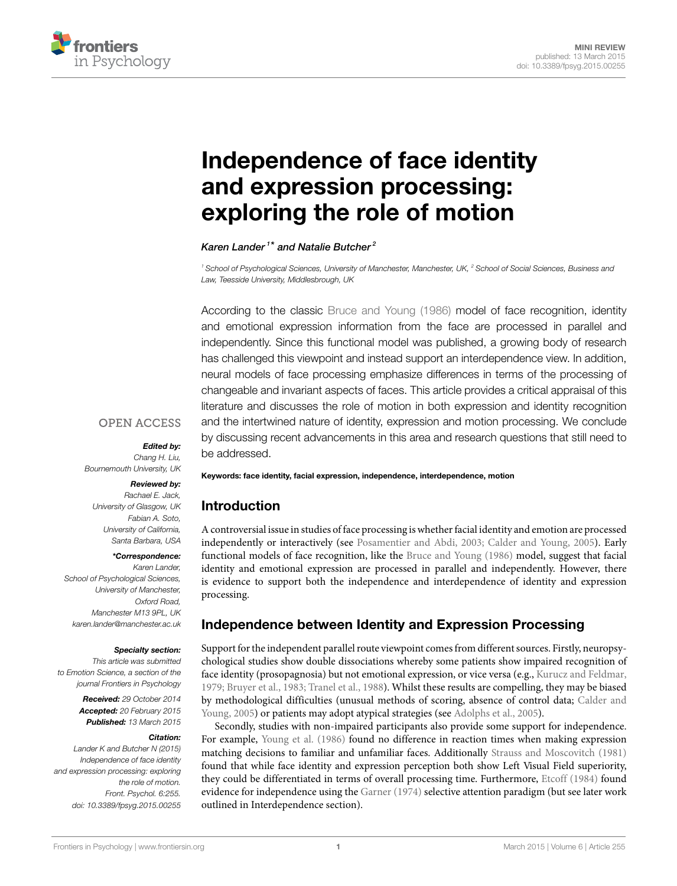MINI REVIEW
published: 13 March 2015
doi: 10.3389/fpsyg.2015.00255

# Independence of face identity and expression processing: exploring the role of motion

*Karen Lander*[1]* *and Natalie Butcher*[2]

[1] School of Psychological Sciences, University of Manchester, Manchester, UK, [2] School of Social Sciences, Business and Law, Teesside University, Middlesbrough, UK

According to the classic Bruce and Young (1986) model of face recognition, identity and emotional expression information from the face are processed in parallel and independently. Since this functional model was published, a growing body of research has challenged this viewpoint and instead support an interdependence view. In addition, neural models of face processing emphasize differences in terms of the processing of changeable and invariant aspects of faces. This article provides a critical appraisal of this literature and discusses the role of motion in both expression and identity recognition and the intertwined nature of identity, expression and motion processing. We conclude by discussing recent advancements in this area and research questions that still need to be addressed.

**Keywords: face identity, facial expression, independence, interdependence, motion**

OPEN ACCESS

***Edited by:***
*Chang H. Liu, Bournemouth University, UK*

***Reviewed by:***
*Rachael E. Jack, University of Glasgow, UK*
*Fabian A. Soto, University of California, Santa Barbara, USA*

****Correspondence:***
*Karen Lander, School of Psychological Sciences, University of Manchester, Oxford Road, Manchester M13 9PL, UK*
*karen.lander@manchester.ac.uk*

***Specialty section:***
*This article was submitted to Emotion Science, a section of the journal Frontiers in Psychology*

***Received:*** *29 October 2014*
***Accepted:*** *20 February 2015*
***Published:*** *13 March 2015*

***Citation:***
*Lander K and Butcher N (2015) Independence of face identity and expression processing: exploring the role of motion. Front. Psychol. 6:255. doi: 10.3389/fpsyg.2015.00255*

## Introduction

A controversial issue in studies of face processing is whether facial identity and emotion are processed independently or interactively (see Posamentier and Abdi, 2003; Calder and Young, 2005). Early functional models of face recognition, like the Bruce and Young (1986) model, suggest that facial identity and emotional expression are processed in parallel and independently. However, there is evidence to support both the independence and interdependence of identity and expression processing.

## Independence between Identity and Expression Processing

Support for the independent parallel route viewpoint comes from different sources. Firstly, neuropsychological studies show double dissociations whereby some patients show impaired recognition of face identity (prosopagnosia) but not emotional expression, or vice versa (e.g., Kurucz and Feldmar, 1979; Bruyer et al., 1983; Tranel et al., 1988). Whilst these results are compelling, they may be biased by methodological difficulties (unusual methods of scoring, absence of control data; Calder and Young, 2005) or patients may adopt atypical strategies (see Adolphs et al., 2005).

Secondly, studies with non-impaired participants also provide some support for independence. For example, Young et al. (1986) found no difference in reaction times when making expression matching decisions to familiar and unfamiliar faces. Additionally Strauss and Moscovitch (1981) found that while face identity and expression perception both show Left Visual Field superiority, they could be differentiated in terms of overall processing time. Furthermore, Etcoff (1984) found evidence for independence using the Garner (1974) selective attention paradigm (but see later work outlined in Interdependence section).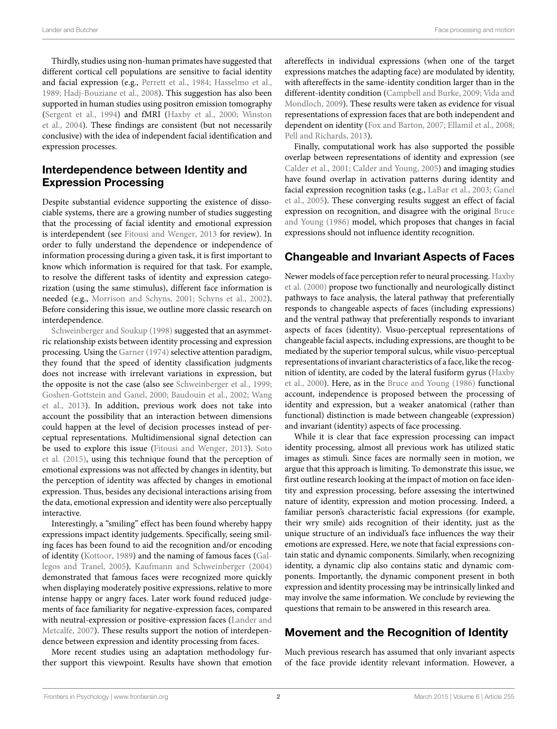Thirdly, studies using non-human primates have suggested that different cortical cell populations are sensitive to facial identity and facial expression (e.g., Perrett et al., 1984; Hasselmo et al., 1989; Hadj-Bouziane et al., 2008). This suggestion has also been supported in human studies using positron emission tomography (Sergent et al., 1994) and fMRI (Haxby et al., 2000; Winston et al., 2004). These findings are consistent (but not necessarily conclusive) with the idea of independent facial identification and expression processes.

## Interdependence between Identity and Expression Processing

Despite substantial evidence supporting the existence of dissociable systems, there are a growing number of studies suggesting that the processing of facial identity and emotional expression is interdependent (see Fitousi and Wenger, 2013 for review). In order to fully understand the dependence or independence of information processing during a given task, it is first important to know which information is required for that task. For example, to resolve the different tasks of identity and expression categorization (using the same stimulus), different face information is needed (e.g., Morrison and Schyns, 2001; Schyns et al., 2002). Before considering this issue, we outline more classic research on interdependence.

Schweinberger and Soukup (1998) suggested that an asymmetric relationship exists between identity processing and expression processing. Using the Garner (1974) selective attention paradigm, they found that the speed of identity classification judgments does not increase with irrelevant variations in expression, but the opposite is not the case (also see Schweinberger et al., 1999; Goshen-Gottstein and Ganel, 2000; Baudouin et al., 2002; Wang et al., 2013). In addition, previous work does not take into account the possibility that an interaction between dimensions could happen at the level of decision processes instead of perceptual representations. Multidimensional signal detection can be used to explore this issue (Fitousi and Wenger, 2013). Soto et al. (2015), using this technique found that the perception of emotional expressions was not affected by changes in identity, but the perception of identity was affected by changes in emotional expression. Thus, besides any decisional interactions arising from the data, emotional expression and identity were also perceptually interactive.

Interestingly, a "smiling" effect has been found whereby happy expressions impact identity judgements. Specifically, seeing smiling faces has been found to aid the recognition and/or encoding of identity (Kottoor, 1989) and the naming of famous faces (Gallegos and Tranel, 2005). Kaufmann and Schweinberger (2004) demonstrated that famous faces were recognized more quickly when displaying moderately positive expressions, relative to more intense happy or angry faces. Later work found reduced judgements of face familiarity for negative-expression faces, compared with neutral-expression or positive-expression faces (Lander and Metcalfe, 2007). These results support the notion of interdependence between expression and identity processing from faces.

More recent studies using an adaptation methodology further support this viewpoint. Results have shown that emotion aftereffects in individual expressions (when one of the target expressions matches the adapting face) are modulated by identity, with aftereffects in the same-identity condition larger than in the different-identity condition (Campbell and Burke, 2009; Vida and Mondloch, 2009). These results were taken as evidence for visual representations of expression faces that are both independent and dependent on identity (Fox and Barton, 2007; Ellamil et al., 2008; Pell and Richards, 2013).

Finally, computational work has also supported the possible overlap between representations of identity and expression (see Calder et al., 2001; Calder and Young, 2005) and imaging studies have found overlap in activation patterns during identity and facial expression recognition tasks (e.g., LaBar et al., 2003; Ganel et al., 2005). These converging results suggest an effect of facial expression on recognition, and disagree with the original Bruce and Young (1986) model, which proposes that changes in facial expressions should not influence identity recognition.

## Changeable and Invariant Aspects of Faces

Newer models of face perception refer to neural processing. Haxby et al. (2000) propose two functionally and neurologically distinct pathways to face analysis, the lateral pathway that preferentially responds to changeable aspects of faces (including expressions) and the ventral pathway that preferentially responds to invariant aspects of faces (identity). Visuo-perceptual representations of changeable facial aspects, including expressions, are thought to be mediated by the superior temporal sulcus, while visuo-perceptual representations of invariant characteristics of a face, like the recognition of identity, are coded by the lateral fusiform gyrus (Haxby et al., 2000). Here, as in the Bruce and Young (1986) functional account, independence is proposed between the processing of identity and expression, but a weaker anatomical (rather than functional) distinction is made between changeable (expression) and invariant (identity) aspects of face processing.

While it is clear that face expression processing can impact identity processing, almost all previous work has utilized static images as stimuli. Since faces are normally seen in motion, we argue that this approach is limiting. To demonstrate this issue, we first outline research looking at the impact of motion on face identity and expression processing, before assessing the intertwined nature of identity, expression and motion processing. Indeed, a familiar person's characteristic facial expressions (for example, their wry smile) aids recognition of their identity, just as the unique structure of an individual's face influences the way their emotions are expressed. Here, we note that facial expressions contain static and dynamic components. Similarly, when recognizing identity, a dynamic clip also contains static and dynamic components. Importantly, the dynamic component present in both expression and identity processing may be intrinsically linked and may involve the same information. We conclude by reviewing the questions that remain to be answered in this research area.

## Movement and the Recognition of Identity

Much previous research has assumed that only invariant aspects of the face provide identity relevant information. However, a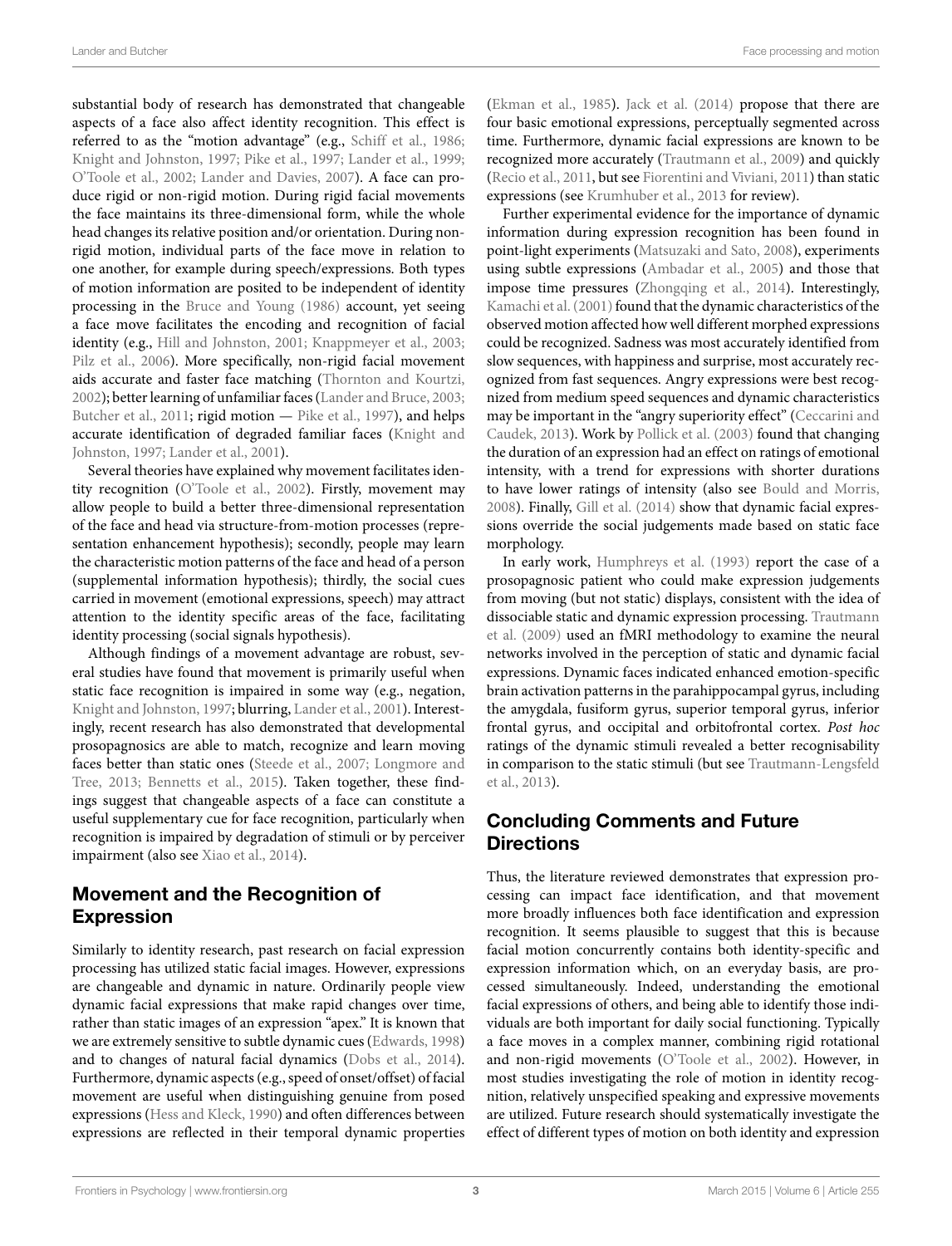substantial body of research has demonstrated that changeable aspects of a face also affect identity recognition. This effect is referred to as the "motion advantage" (e.g., Schiff et al., 1986; Knight and Johnston, 1997; Pike et al., 1997; Lander et al., 1999; O'Toole et al., 2002; Lander and Davies, 2007). A face can produce rigid or non-rigid motion. During rigid facial movements the face maintains its three-dimensional form, while the whole head changes its relative position and/or orientation. During non-rigid motion, individual parts of the face move in relation to one another, for example during speech/expressions. Both types of motion information are posited to be independent of identity processing in the Bruce and Young (1986) account, yet seeing a face move facilitates the encoding and recognition of facial identity (e.g., Hill and Johnston, 2001; Knappmeyer et al., 2003; Pilz et al., 2006). More specifically, non-rigid facial movement aids accurate and faster face matching (Thornton and Kourtzi, 2002); better learning of unfamiliar faces (Lander and Bruce, 2003; Butcher et al., 2011; rigid motion — Pike et al., 1997), and helps accurate identification of degraded familiar faces (Knight and Johnston, 1997; Lander et al., 2001).

Several theories have explained why movement facilitates identity recognition (O'Toole et al., 2002). Firstly, movement may allow people to build a better three-dimensional representation of the face and head via structure-from-motion processes (representation enhancement hypothesis); secondly, people may learn the characteristic motion patterns of the face and head of a person (supplemental information hypothesis); thirdly, the social cues carried in movement (emotional expressions, speech) may attract attention to the identity specific areas of the face, facilitating identity processing (social signals hypothesis).

Although findings of a movement advantage are robust, several studies have found that movement is primarily useful when static face recognition is impaired in some way (e.g., negation, Knight and Johnston, 1997; blurring, Lander et al., 2001). Interestingly, recent research has also demonstrated that developmental prosopagnosics are able to match, recognize and learn moving faces better than static ones (Steede et al., 2007; Longmore and Tree, 2013; Bennetts et al., 2015). Taken together, these findings suggest that changeable aspects of a face can constitute a useful supplementary cue for face recognition, particularly when recognition is impaired by degradation of stimuli or by perceiver impairment (also see Xiao et al., 2014).

## Movement and the Recognition of Expression

Similarly to identity research, past research on facial expression processing has utilized static facial images. However, expressions are changeable and dynamic in nature. Ordinarily people view dynamic facial expressions that make rapid changes over time, rather than static images of an expression "apex." It is known that we are extremely sensitive to subtle dynamic cues (Edwards, 1998) and to changes of natural facial dynamics (Dobs et al., 2014). Furthermore, dynamic aspects (e.g., speed of onset/offset) of facial movement are useful when distinguishing genuine from posed expressions (Hess and Kleck, 1990) and often differences between expressions are reflected in their temporal dynamic properties (Ekman et al., 1985). Jack et al. (2014) propose that there are four basic emotional expressions, perceptually segmented across time. Furthermore, dynamic facial expressions are known to be recognized more accurately (Trautmann et al., 2009) and quickly (Recio et al., 2011, but see Fiorentini and Viviani, 2011) than static expressions (see Krumhuber et al., 2013 for review).

Further experimental evidence for the importance of dynamic information during expression recognition has been found in point-light experiments (Matsuzaki and Sato, 2008), experiments using subtle expressions (Ambadar et al., 2005) and those that impose time pressures (Zhongqing et al., 2014). Interestingly, Kamachi et al. (2001) found that the dynamic characteristics of the observed motion affected how well different morphed expressions could be recognized. Sadness was most accurately identified from slow sequences, with happiness and surprise, most accurately recognized from fast sequences. Angry expressions were best recognized from medium speed sequences and dynamic characteristics may be important in the "angry superiority effect" (Ceccarini and Caudek, 2013). Work by Pollick et al. (2003) found that changing the duration of an expression had an effect on ratings of emotional intensity, with a trend for expressions with shorter durations to have lower ratings of intensity (also see Bould and Morris, 2008). Finally, Gill et al. (2014) show that dynamic facial expressions override the social judgements made based on static face morphology.

In early work, Humphreys et al. (1993) report the case of a prosopagnosic patient who could make expression judgements from moving (but not static) displays, consistent with the idea of dissociable static and dynamic expression processing. Trautmann et al. (2009) used an fMRI methodology to examine the neural networks involved in the perception of static and dynamic facial expressions. Dynamic faces indicated enhanced emotion-specific brain activation patterns in the parahippocampal gyrus, including the amygdala, fusiform gyrus, superior temporal gyrus, inferior frontal gyrus, and occipital and orbitofrontal cortex. *Post hoc* ratings of the dynamic stimuli revealed a better recognisability in comparison to the static stimuli (but see Trautmann-Lengsfeld et al., 2013).

## Concluding Comments and Future Directions

Thus, the literature reviewed demonstrates that expression processing can impact face identification, and that movement more broadly influences both face identification and expression recognition. It seems plausible to suggest that this is because facial motion concurrently contains both identity-specific and expression information which, on an everyday basis, are processed simultaneously. Indeed, understanding the emotional facial expressions of others, and being able to identify those individuals are both important for daily social functioning. Typically a face moves in a complex manner, combining rigid rotational and non-rigid movements (O'Toole et al., 2002). However, in most studies investigating the role of motion in identity recognition, relatively unspecified speaking and expressive movements are utilized. Future research should systematically investigate the effect of different types of motion on both identity and expression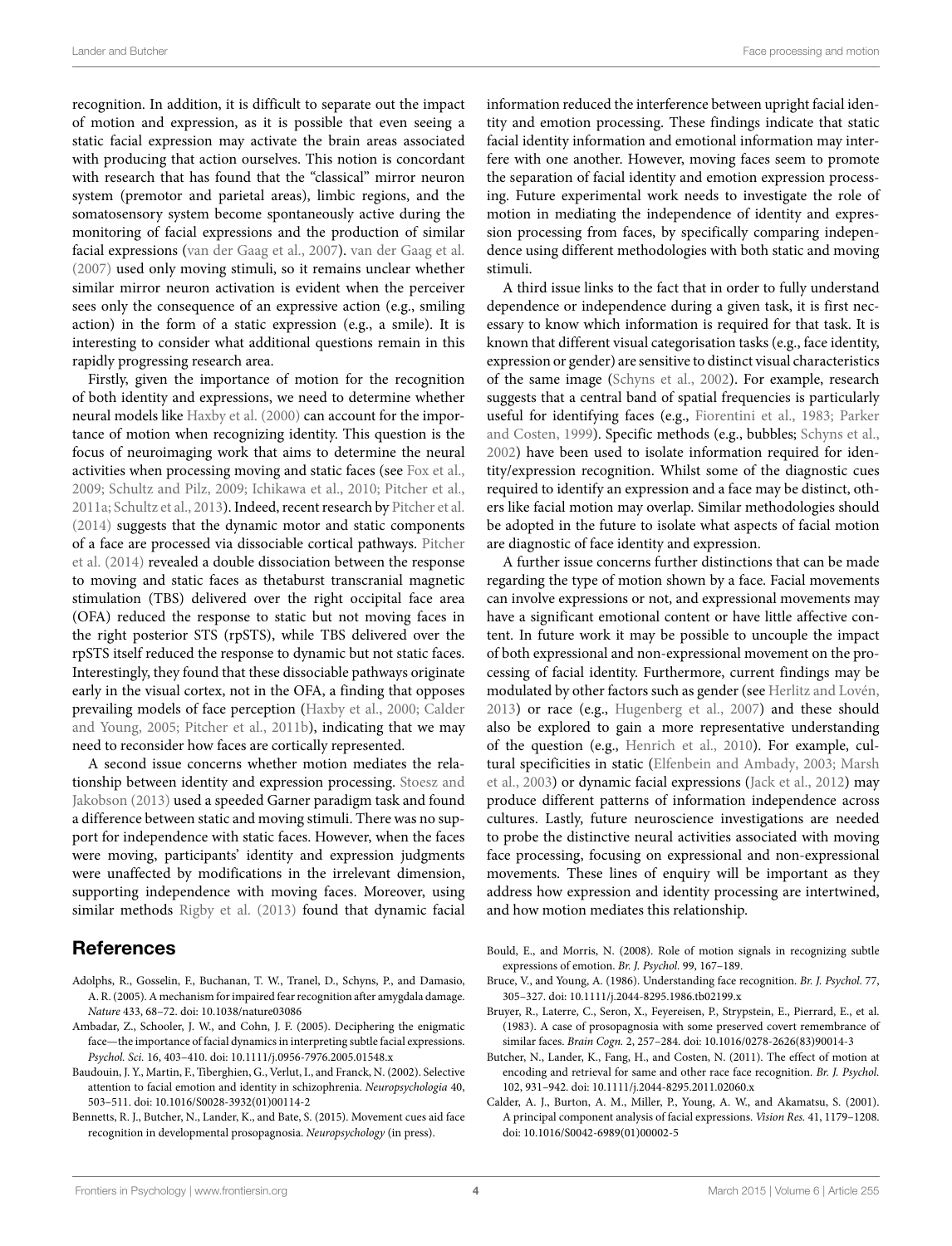recognition. In addition, it is difficult to separate out the impact of motion and expression, as it is possible that even seeing a static facial expression may activate the brain areas associated with producing that action ourselves. This notion is concordant with research that has found that the "classical" mirror neuron system (premotor and parietal areas), limbic regions, and the somatosensory system become spontaneously active during the monitoring of facial expressions and the production of similar facial expressions (van der Gaag et al., 2007). van der Gaag et al. (2007) used only moving stimuli, so it remains unclear whether similar mirror neuron activation is evident when the perceiver sees only the consequence of an expressive action (e.g., smiling action) in the form of a static expression (e.g., a smile). It is interesting to consider what additional questions remain in this rapidly progressing research area.

Firstly, given the importance of motion for the recognition of both identity and expressions, we need to determine whether neural models like Haxby et al. (2000) can account for the importance of motion when recognizing identity. This question is the focus of neuroimaging work that aims to determine the neural activities when processing moving and static faces (see Fox et al., 2009; Schultz and Pilz, 2009; Ichikawa et al., 2010; Pitcher et al., 2011a; Schultz et al., 2013). Indeed, recent research by Pitcher et al. (2014) suggests that the dynamic motor and static components of a face are processed via dissociable cortical pathways. Pitcher et al. (2014) revealed a double dissociation between the response to moving and static faces as thetaburst transcranial magnetic stimulation (TBS) delivered over the right occipital face area (OFA) reduced the response to static but not moving faces in the right posterior STS (rpSTS), while TBS delivered over the rpSTS itself reduced the response to dynamic but not static faces. Interestingly, they found that these dissociable pathways originate early in the visual cortex, not in the OFA, a finding that opposes prevailing models of face perception (Haxby et al., 2000; Calder and Young, 2005; Pitcher et al., 2011b), indicating that we may need to reconsider how faces are cortically represented.

A second issue concerns whether motion mediates the relationship between identity and expression processing. Stoesz and Jakobson (2013) used a speeded Garner paradigm task and found a difference between static and moving stimuli. There was no support for independence with static faces. However, when the faces were moving, participants' identity and expression judgments were unaffected by modifications in the irrelevant dimension, supporting independence with moving faces. Moreover, using similar methods Rigby et al. (2013) found that dynamic facial information reduced the interference between upright facial identity and emotion processing. These findings indicate that static facial identity information and emotional information may interfere with one another. However, moving faces seem to promote the separation of facial identity and emotion expression processing. Future experimental work needs to investigate the role of motion in mediating the independence of identity and expression processing from faces, by specifically comparing independence using different methodologies with both static and moving stimuli.

A third issue links to the fact that in order to fully understand dependence or independence during a given task, it is first necessary to know which information is required for that task. It is known that different visual categorisation tasks (e.g., face identity, expression or gender) are sensitive to distinct visual characteristics of the same image (Schyns et al., 2002). For example, research suggests that a central band of spatial frequencies is particularly useful for identifying faces (e.g., Fiorentini et al., 1983; Parker and Costen, 1999). Specific methods (e.g., bubbles; Schyns et al., 2002) have been used to isolate information required for identity/expression recognition. Whilst some of the diagnostic cues required to identify an expression and a face may be distinct, others like facial motion may overlap. Similar methodologies should be adopted in the future to isolate what aspects of facial motion are diagnostic of face identity and expression.

A further issue concerns further distinctions that can be made regarding the type of motion shown by a face. Facial movements can involve expressions or not, and expressional movements may have a significant emotional content or have little affective content. In future work it may be possible to uncouple the impact of both expressional and non-expressional movement on the processing of facial identity. Furthermore, current findings may be modulated by other factors such as gender (see Herlitz and Lovén, 2013) or race (e.g., Hugenberg et al., 2007) and these should also be explored to gain a more representative understanding of the question (e.g., Henrich et al., 2010). For example, cultural specificities in static (Elfenbein and Ambady, 2003; Marsh et al., 2003) or dynamic facial expressions (Jack et al., 2012) may produce different patterns of information independence across cultures. Lastly, future neuroscience investigations are needed to probe the distinctive neural activities associated with moving face processing, focusing on expressional and non-expressional movements. These lines of enquiry will be important as they address how expression and identity processing are intertwined, and how motion mediates this relationship.

## References

Adolphs, R., Gosselin, F., Buchanan, T. W., Tranel, D., Schyns, P., and Damasio, A. R. (2005). A mechanism for impaired fear recognition after amygdala damage. *Nature* 433, 68–72. doi: 10.1038/nature03086

Ambadar, Z., Schooler, J. W., and Cohn, J. F. (2005). Deciphering the enigmatic face—the importance of facial dynamics in interpreting subtle facial expressions. *Psychol. Sci.* 16, 403–410. doi: 10.1111/j.0956-7976.2005.01548.x

Baudouin, J. Y., Martin, F., Tiberghien, G., Verlut, I., and Franck, N. (2002). Selective attention to facial emotion and identity in schizophrenia. *Neuropsychologia* 40, 503–511. doi: 10.1016/S0028-3932(01)00114-2

Bennetts, R. J., Butcher, N., Lander, K., and Bate, S. (2015). Movement cues aid face recognition in developmental prosopagnosia. *Neuropsychology* (in press).

Bould, E., and Morris, N. (2008). Role of motion signals in recognizing subtle expressions of emotion. *Br. J. Psychol.* 99, 167–189.

Bruce, V., and Young, A. (1986). Understanding face recognition. *Br. J. Psychol.* 77, 305–327. doi: 10.1111/j.2044-8295.1986.tb02199.x

Bruyer, R., Laterre, C., Seron, X., Feyereisen, P., Strypstein, E., Pierrard, E., et al. (1983). A case of prosopagnosia with some preserved covert remembrance of similar faces. *Brain Cogn.* 2, 257–284. doi: 10.1016/0278-2626(83)90014-3

Butcher, N., Lander, K., Fang, H., and Costen, N. (2011). The effect of motion at encoding and retrieval for same and other race face recognition. *Br. J. Psychol.* 102, 931–942. doi: 10.1111/j.2044-8295.2011.02060.x

Calder, A. J., Burton, A. M., Miller, P., Young, A. W., and Akamatsu, S. (2001). A principal component analysis of facial expressions. *Vision Res.* 41, 1179–1208. doi: 10.1016/S0042-6989(01)00002-5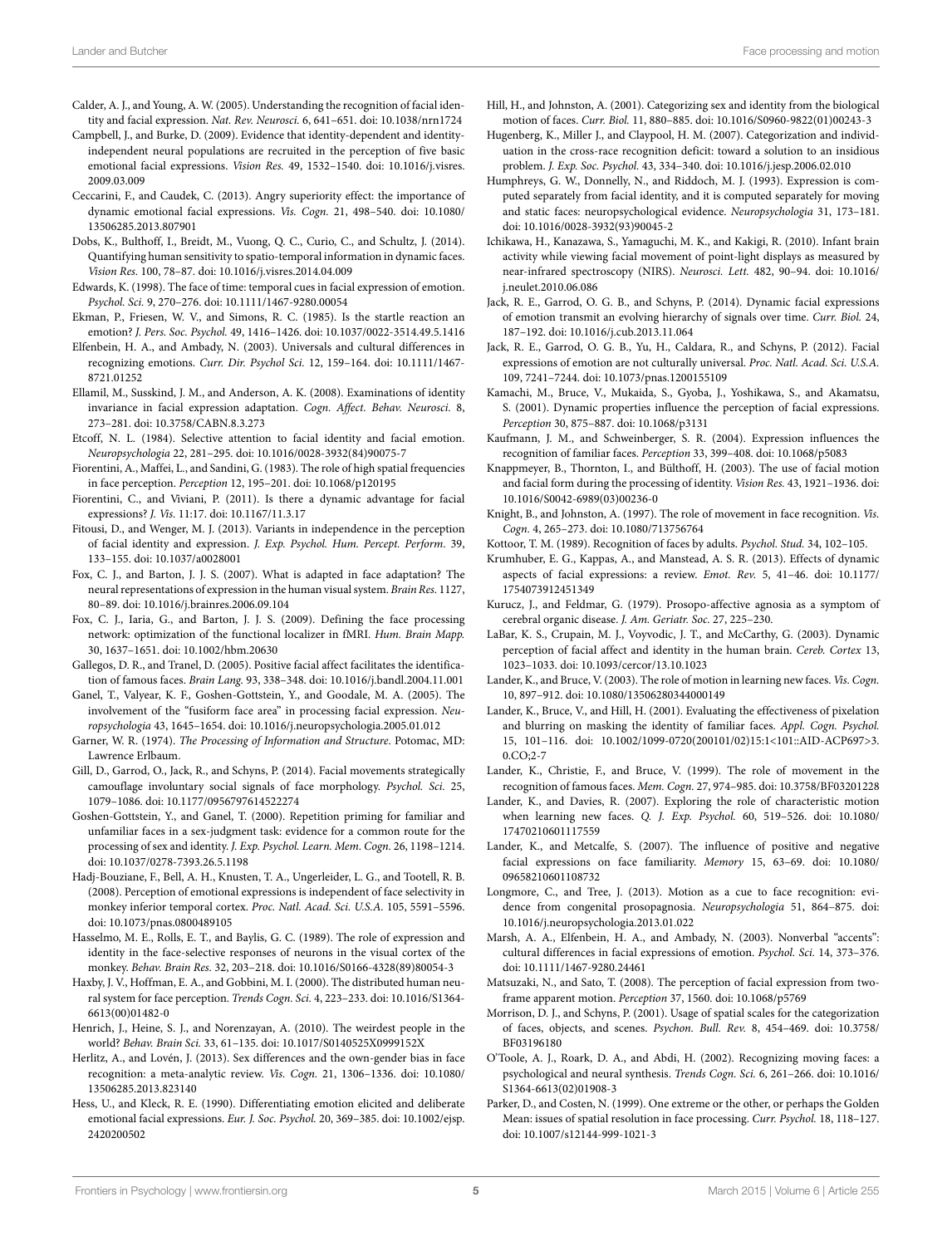Calder, A. J., and Young, A. W. (2005). Understanding the recognition of facial identity and facial expression. *Nat. Rev. Neurosci.* 6, 641–651. doi: 10.1038/nrn1724

Campbell, J., and Burke, D. (2009). Evidence that identity-dependent and identity-independent neural populations are recruited in the perception of five basic emotional facial expressions. *Vision Res.* 49, 1532–1540. doi: 10.1016/j.visres.2009.03.009

Ceccarini, F., and Caudek, C. (2013). Angry superiority effect: the importance of dynamic emotional facial expressions. *Vis. Cogn.* 21, 498–540. doi: 10.1080/13506285.2013.807901

Dobs, K., Bulthoff, I., Breidt, M., Vuong, Q. C., Curio, C., and Schultz, J. (2014). Quantifying human sensitivity to spatio-temporal information in dynamic faces. *Vision Res.* 100, 78–87. doi: 10.1016/j.visres.2014.04.009

Edwards, K. (1998). The face of time: temporal cues in facial expression of emotion. *Psychol. Sci.* 9, 270–276. doi: 10.1111/1467-9280.00054

Ekman, P., Friesen, W. V., and Simons, R. C. (1985). Is the startle reaction an emotion? *J. Pers. Soc. Psychol.* 49, 1416–1426. doi: 10.1037/0022-3514.49.5.1416

Elfenbein, H. A., and Ambady, N. (2003). Universals and cultural differences in recognizing emotions. *Curr. Dir. Psychol Sci.* 12, 159–164. doi: 10.1111/1467-8721.01252

Ellamil, M., Susskind, J. M., and Anderson, A. K. (2008). Examinations of identity invariance in facial expression adaptation. *Cogn. Affect. Behav. Neurosci.* 8, 273–281. doi: 10.3758/CABN.8.3.273

Etcoff, N. L. (1984). Selective attention to facial identity and facial emotion. *Neuropsychologia* 22, 281–295. doi: 10.1016/0028-3932(84)90075-7

Fiorentini, A., Maffei, L., and Sandini, G. (1983). The role of high spatial frequencies in face perception. *Perception* 12, 195–201. doi: 10.1068/p120195

Fiorentini, C., and Viviani, P. (2011). Is there a dynamic advantage for facial expressions? *J. Vis.* 11:17. doi: 10.1167/11.3.17

Fitousi, D., and Wenger, M. J. (2013). Variants in independence in the perception of facial identity and expression. *J. Exp. Psychol. Hum. Percept. Perform.* 39, 133–155. doi: 10.1037/a0028001

Fox, C. J., and Barton, J. J. S. (2007). What is adapted in face adaptation? The neural representations of expression in the human visual system. *Brain Res.* 1127, 80–89. doi: 10.1016/j.brainres.2006.09.104

Fox, C. J., Iaria, G., and Barton, J. J. S. (2009). Defining the face processing network: optimization of the functional localizer in fMRI. *Hum. Brain Mapp.* 30, 1637–1651. doi: 10.1002/hbm.20630

Gallegos, D. R., and Tranel, D. (2005). Positive facial affect facilitates the identification of famous faces. *Brain Lang.* 93, 338–348. doi: 10.1016/j.bandl.2004.11.001

Ganel, T., Valyear, K. F., Goshen-Gottstein, Y., and Goodale, M. A. (2005). The involvement of the "fusiform face area" in processing facial expression. *Neuropsychologia* 43, 1645–1654. doi: 10.1016/j.neuropsychologia.2005.01.012

Garner, W. R. (1974). *The Processing of Information and Structure*. Potomac, MD: Lawrence Erlbaum.

Gill, D., Garrod, O., Jack, R., and Schyns, P. (2014). Facial movements strategically camouflage involuntary social signals of face morphology. *Psychol. Sci.* 25, 1079–1086. doi: 10.1177/0956797614522274

Goshen-Gottstein, Y., and Ganel, T. (2000). Repetition priming for familiar and unfamiliar faces in a sex-judgment task: evidence for a common route for the processing of sex and identity. *J. Exp. Psychol. Learn. Mem. Cogn.* 26, 1198–1214. doi: 10.1037/0278-7393.26.5.1198

Hadj-Bouziane, F., Bell, A. H., Knusten, T. A., Ungerleider, L. G., and Tootell, R. B. (2008). Perception of emotional expressions is independent of face selectivity in monkey inferior temporal cortex. *Proc. Natl. Acad. Sci. U.S.A.* 105, 5591–5596. doi: 10.1073/pnas.0800489105

Hasselmo, M. E., Rolls, E. T., and Baylis, G. C. (1989). The role of expression and identity in the face-selective responses of neurons in the visual cortex of the monkey. *Behav. Brain Res.* 32, 203–218. doi: 10.1016/S0166-4328(89)80054-3

Haxby, J. V., Hoffman, E. A., and Gobbini, M. I. (2000). The distributed human neural system for face perception. *Trends Cogn. Sci.* 4, 223–233. doi: 10.1016/S1364-6613(00)01482-0

Henrich, J., Heine, S. J., and Norenzayan, A. (2010). The weirdest people in the world? *Behav. Brain Sci.* 33, 61–135. doi: 10.1017/S0140525X0999152X

Herlitz, A., and Lovén, J. (2013). Sex differences and the own-gender bias in face recognition: a meta-analytic review. *Vis. Cogn.* 21, 1306–1336. doi: 10.1080/13506285.2013.823140

Hess, U., and Kleck, R. E. (1990). Differentiating emotion elicited and deliberate emotional facial expressions. *Eur. J. Soc. Psychol.* 20, 369–385. doi: 10.1002/ejsp.2420200502

Hill, H., and Johnston, A. (2001). Categorizing sex and identity from the biological motion of faces. *Curr. Biol.* 11, 880–885. doi: 10.1016/S0960-9822(01)00243-3

Hugenberg, K., Miller J., and Claypool, H. M. (2007). Categorization and individuation in the cross-race recognition deficit: toward a solution to an insidious problem. *J. Exp. Soc. Psychol.* 43, 334–340. doi: 10.1016/j.jesp.2006.02.010

Humphreys, G. W., Donnelly, N., and Riddoch, M. J. (1993). Expression is computed separately from facial identity, and it is computed separately for moving and static faces: neuropsychological evidence. *Neuropsychologia* 31, 173–181. doi: 10.1016/0028-3932(93)90045-2

Ichikawa, H., Kanazawa, S., Yamaguchi, M. K., and Kakigi, R. (2010). Infant brain activity while viewing facial movement of point-light displays as measured by near-infrared spectroscopy (NIRS). *Neurosci. Lett.* 482, 90–94. doi: 10.1016/j.neulet.2010.06.086

Jack, R. E., Garrod, O. G. B., and Schyns, P. (2014). Dynamic facial expressions of emotion transmit an evolving hierarchy of signals over time. *Curr. Biol.* 24, 187–192. doi: 10.1016/j.cub.2013.11.064

Jack, R. E., Garrod, O. G. B., Yu, H., Caldara, R., and Schyns, P. (2012). Facial expressions of emotion are not culturally universal. *Proc. Natl. Acad. Sci. U.S.A.* 109, 7241–7244. doi: 10.1073/pnas.1200155109

Kamachi, M., Bruce, V., Mukaida, S., Gyoba, J., Yoshikawa, S., and Akamatsu, S. (2001). Dynamic properties influence the perception of facial expressions. *Perception* 30, 875–887. doi: 10.1068/p3131

Kaufmann, J. M., and Schweinberger, S. R. (2004). Expression influences the recognition of familiar faces. *Perception* 33, 399–408. doi: 10.1068/p5083

Knappmeyer, B., Thornton, I., and Bülthoff, H. (2003). The use of facial motion and facial form during the processing of identity. *Vision Res.* 43, 1921–1936. doi: 10.1016/S0042-6989(03)00236-0

Knight, B., and Johnston, A. (1997). The role of movement in face recognition. *Vis. Cogn.* 4, 265–273. doi: 10.1080/713756764

Kottoor, T. M. (1989). Recognition of faces by adults. *Psychol. Stud.* 34, 102–105.

Krumhuber, E. G., Kappas, A., and Manstead, A. S. R. (2013). Effects of dynamic aspects of facial expressions: a review. *Emot. Rev.* 5, 41–46. doi: 10.1177/1754073912451349

Kurucz, J., and Feldmar, G. (1979). Prosopo-affective agnosia as a symptom of cerebral organic disease. *J. Am. Geriatr. Soc.* 27, 225–230.

LaBar, K. S., Crupain, M. J., Voyvodic, J. T., and McCarthy, G. (2003). Dynamic perception of facial affect and identity in the human brain. *Cereb. Cortex* 13, 1023–1033. doi: 10.1093/cercor/13.10.1023

Lander, K., and Bruce, V. (2003). The role of motion in learning new faces. *Vis. Cogn.* 10, 897–912. doi: 10.1080/13506280344000149

Lander, K., Bruce, V., and Hill, H. (2001). Evaluating the effectiveness of pixelation and blurring on masking the identity of familiar faces. *Appl. Cogn. Psychol.* 15, 101–116. doi: 10.1002/1099-0720(200101/02)15:1<101::AID-ACP697>3.0.CO;2-7

Lander, K., Christie, F., and Bruce, V. (1999). The role of movement in the recognition of famous faces. *Mem. Cogn.* 27, 974–985. doi: 10.3758/BF03201228

Lander, K., and Davies, R. (2007). Exploring the role of characteristic motion when learning new faces. *Q. J. Exp. Psychol.* 60, 519–526. doi: 10.1080/17470210601117559

Lander, K., and Metcalfe, S. (2007). The influence of positive and negative facial expressions on face familiarity. *Memory* 15, 63–69. doi: 10.1080/09658210601108732

Longmore, C., and Tree, J. (2013). Motion as a cue to face recognition: evidence from congenital prosopagnosia. *Neuropsychologia* 51, 864–875. doi: 10.1016/j.neuropsychologia.2013.01.022

Marsh, A. A., Elfenbein, H. A., and Ambady, N. (2003). Nonverbal "accents": cultural differences in facial expressions of emotion. *Psychol. Sci.* 14, 373–376. doi: 10.1111/1467-9280.24461

Matsuzaki, N., and Sato, T. (2008). The perception of facial expression from two-frame apparent motion. *Perception* 37, 1560. doi: 10.1068/p5769

Morrison, D. J., and Schyns, P. (2001). Usage of spatial scales for the categorization of faces, objects, and scenes. *Psychon. Bull. Rev.* 8, 454–469. doi: 10.3758/BF03196180

O'Toole, A. J., Roark, D. A., and Abdi, H. (2002). Recognizing moving faces: a psychological and neural synthesis. *Trends Cogn. Sci.* 6, 261–266. doi: 10.1016/S1364-6613(02)01908-3

Parker, D., and Costen, N. (1999). One extreme or the other, or perhaps the Golden Mean: issues of spatial resolution in face processing. *Curr. Psychol.* 18, 118–127. doi: 10.1007/s12144-999-1021-3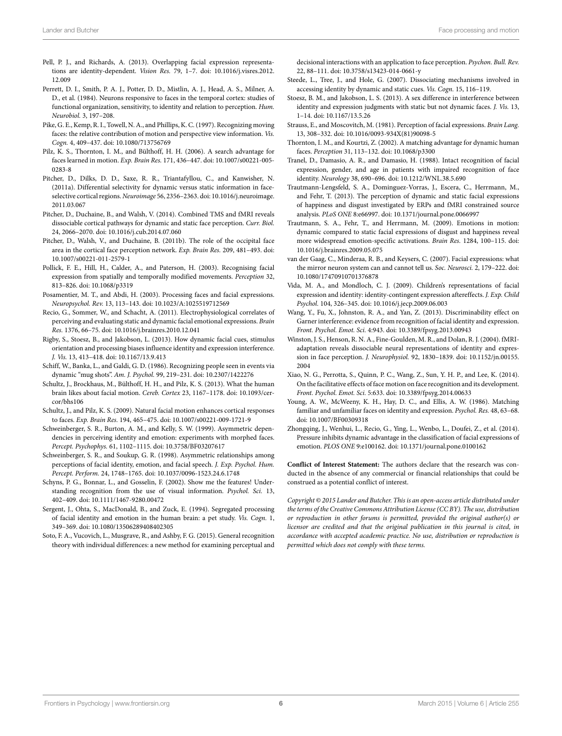Pell, P. J., and Richards, A. (2013). Overlapping facial expression representations are identity-dependent. *Vision Res.* 79, 1–7. doi: 10.1016/j.visres.2012.12.009

Perrett, D. I., Smith, P. A. J., Potter, D. D., Mistlin, A. J., Head, A. S., Milner, A. D., et al. (1984). Neurons responsive to faces in the temporal cortex: studies of functional organization, sensitivity, to identity and relation to perception. *Hum. Neurobiol.* 3, 197–208.

Pike, G. E., Kemp, R. I., Towell, N. A., and Phillips, K. C. (1997). Recognizing moving faces: the relative contribution of motion and perspective view information. *Vis. Cogn.* 4, 409–437. doi: 10.1080/713756769

Pilz, K. S., Thornton, I. M., and Bülthoff, H. H. (2006). A search advantage for faces learned in motion. *Exp. Brain Res.* 171, 436–447. doi: 10.1007/s00221-005-0283-8

Pitcher, D., Dilks, D. D., Saxe, R. R., Triantafyllou, C., and Kanwisher, N. (2011a). Differential selectivity for dynamic versus static information in face-selective cortical regions. *Neuroimage* 56, 2356–2363. doi: 10.1016/j.neuroimage.2011.03.067

Pitcher, D., Duchaine, B., and Walsh, V. (2014). Combined TMS and fMRI reveals dissociable cortical pathways for dynamic and static face perception. *Curr. Biol.* 24, 2066–2070. doi: 10.1016/j.cub.2014.07.060

Pitcher, D., Walsh, V., and Duchaine, B. (2011b). The role of the occipital face area in the cortical face perception network. *Exp. Brain Res.* 209, 481–493. doi: 10.1007/s00221-011-2579-1

Pollick, F. E., Hill, H., Calder, A., and Paterson, H. (2003). Recognising facial expression from spatially and temporally modified movements. *Perception* 32, 813–826. doi: 10.1068/p3319

Posamentier, M. T., and Abdi, H. (2003). Processing faces and facial expressions. *Neuropsychol. Rev.* 13, 113–143. doi: 10.1023/A:1025519712569

Recio, G., Sommer, W., and Schacht, A. (2011). Electrophysiological correlates of perceiving and evaluating static and dynamic facial emotional expressions. *Brain Res.* 1376, 66–75. doi: 10.1016/j.brainres.2010.12.041

Rigby, S., Stoesz, B., and Jakobson, L. (2013). How dynamic facial cues, stimulus orientation and processing biases influence identity and expression interference. *J. Vis.* 13, 413–418. doi: 10.1167/13.9.413

Schiff, W., Banka, L., and Galdi, G. D. (1986). Recognizing people seen in events via dynamic "mug shots". *Am. J. Psychol.* 99, 219–231. doi: 10.2307/1422276

Schultz, J., Brockhaus, M., Bülthoff, H. H., and Pilz, K. S. (2013). What the human brain likes about facial motion. *Cereb. Cortex* 23, 1167–1178. doi: 10.1093/cercor/bhs106

Schultz, J., and Pilz, K. S. (2009). Natural facial motion enhances cortical responses to faces. *Exp. Brain Res.* 194, 465–475. doi: 10.1007/s00221-009-1721-9

Schweinberger, S. R., Burton, A. M., and Kelly, S. W. (1999). Asymmetric dependencies in perceiving identity and emotion: experiments with morphed faces. *Percept. Psychophys.* 61, 1102–1115. doi: 10.3758/BF03207617

Schweinberger, S. R., and Soukup, G. R. (1998). Asymmetric relationships among perceptions of facial identity, emotion, and facial speech. *J. Exp. Psychol. Hum. Percept. Perform.* 24, 1748–1765. doi: 10.1037/0096-1523.24.6.1748

Schyns, P. G., Bonnar, L., and Gosselin, F. (2002). Show me the features! Understanding recognition from the use of visual information. *Psychol. Sci.* 13, 402–409. doi: 10.1111/1467-9280.00472

Sergent, J., Ohta, S., MacDonald, B., and Zuck, E. (1994). Segregated processing of facial identity and emotion in the human brain: a pet study. *Vis. Cogn.* 1, 349–369. doi: 10.1080/13506289408402305

Soto, F. A., Vucovich, L., Musgrave, R., and Ashby, F. G. (2015). General recognition theory with individual differences: a new method for examining perceptual and decisional interactions with an application to face perception. *Psychon. Bull. Rev.* 22, 88–111. doi: 10.3758/s13423-014-0661-y

Steede, L., Tree, J., and Hole, G. (2007). Dissociating mechanisms involved in accessing identity by dynamic and static cues. *Vis. Cogn.* 15, 116–119.

Stoesz, B. M., and Jakobson, L. S. (2013). A sex difference in interference between identity and expression judgments with static but not dynamic faces. *J. Vis.* 13, 1–14. doi: 10.1167/13.5.26

Strauss, E., and Moscovitch, M. (1981). Perception of facial expressions. *Brain Lang.* 13, 308–332. doi: 10.1016/0093-934X(81)90098-5

Thornton, I. M., and Kourtzi, Z. (2002). A matching advantage for dynamic human faces. *Perception* 31, 113–132. doi: 10.1068/p3300

Tranel, D., Damasio, A. R., and Damasio, H. (1988). Intact recognition of facial expression, gender, and age in patients with impaired recognition of face identity. *Neurology* 38, 690–696. doi: 10.1212/WNL.38.5.690

Trautmann-Lengsfeld, S. A., Dominguez-Vorras, J., Escera, C., Herrmann, M., and Fehr, T. (2013). The perception of dynamic and static facial expressions of happiness and disgust investigated by ERPs and fMRI constrained source analysis. *PLoS ONE* 8:e66997. doi: 10.1371/journal.pone.0066997

Trautmann, S. A., Fehr, T., and Herrmann, M. (2009). Emotions in motion: dynamic compared to static facial expressions of disgust and happiness reveal more widespread emotion-specific activations. *Brain Res.* 1284, 100–115. doi: 10.1016/j.brainres.2009.05.075

van der Gaag, C., Minderaa, R. B., and Keysers, C. (2007). Facial expressions: what the mirror neuron system can and cannot tell us. *Soc. Neurosci.* 2, 179–222. doi: 10.1080/17470910701376878

Vida, M. A., and Mondloch, C. J. (2009). Children's representations of facial expression and identity: identity-contingent expression aftereffects. *J. Exp. Child Psychol.* 104, 326–345. doi: 10.1016/j.jecp.2009.06.003

Wang, Y., Fu, X., Johnston, R. A., and Yan, Z. (2013). Discriminability effect on Garner interference: evidence from recognition of facial identity and expression. *Front. Psychol. Emot. Sci.* 4:943. doi: 10.3389/fpsyg.2013.00943

Winston, J. S., Henson, R. N. A., Fine-Goulden, M. R., and Dolan, R. J. (2004). fMRI-adaptation reveals dissociable neural representations of identity and expression in face perception. *J. Neurophysiol.* 92, 1830–1839. doi: 10.1152/jn.00155.2004

Xiao, N. G., Perrotta, S., Quinn, P. C., Wang, Z., Sun, Y. H. P., and Lee, K. (2014). On the facilitative effects of face motion on face recognition and its development. *Front. Psychol. Emot. Sci.* 5:633. doi: 10.3389/fpsyg.2014.00633

Young, A. W., McWeeny, K. H., Hay, D. C., and Ellis, A. W. (1986). Matching familiar and unfamiliar faces on identity and expression. *Psychol. Res.* 48, 63–68. doi: 10.1007/BF00309318

Zhongqing, J., Wenhui, L., Recio, G., Ying, L., Wenbo, L., Doufei, Z., et al. (2014). Pressure inhibits dynamic advantage in the classification of facial expressions of emotion. *PLOS ONE* 9:e100162. doi: 10.1371/journal.pone.0100162

**Conflict of Interest Statement:** The authors declare that the research was conducted in the absence of any commercial or financial relationships that could be construed as a potential conflict of interest.

*Copyright © 2015 Lander and Butcher. This is an open-access article distributed under the terms of the Creative Commons Attribution License (CC BY). The use, distribution or reproduction in other forums is permitted, provided the original author(s) or licensor are credited and that the original publication in this journal is cited, in accordance with accepted academic practice. No use, distribution or reproduction is permitted which does not comply with these terms.*